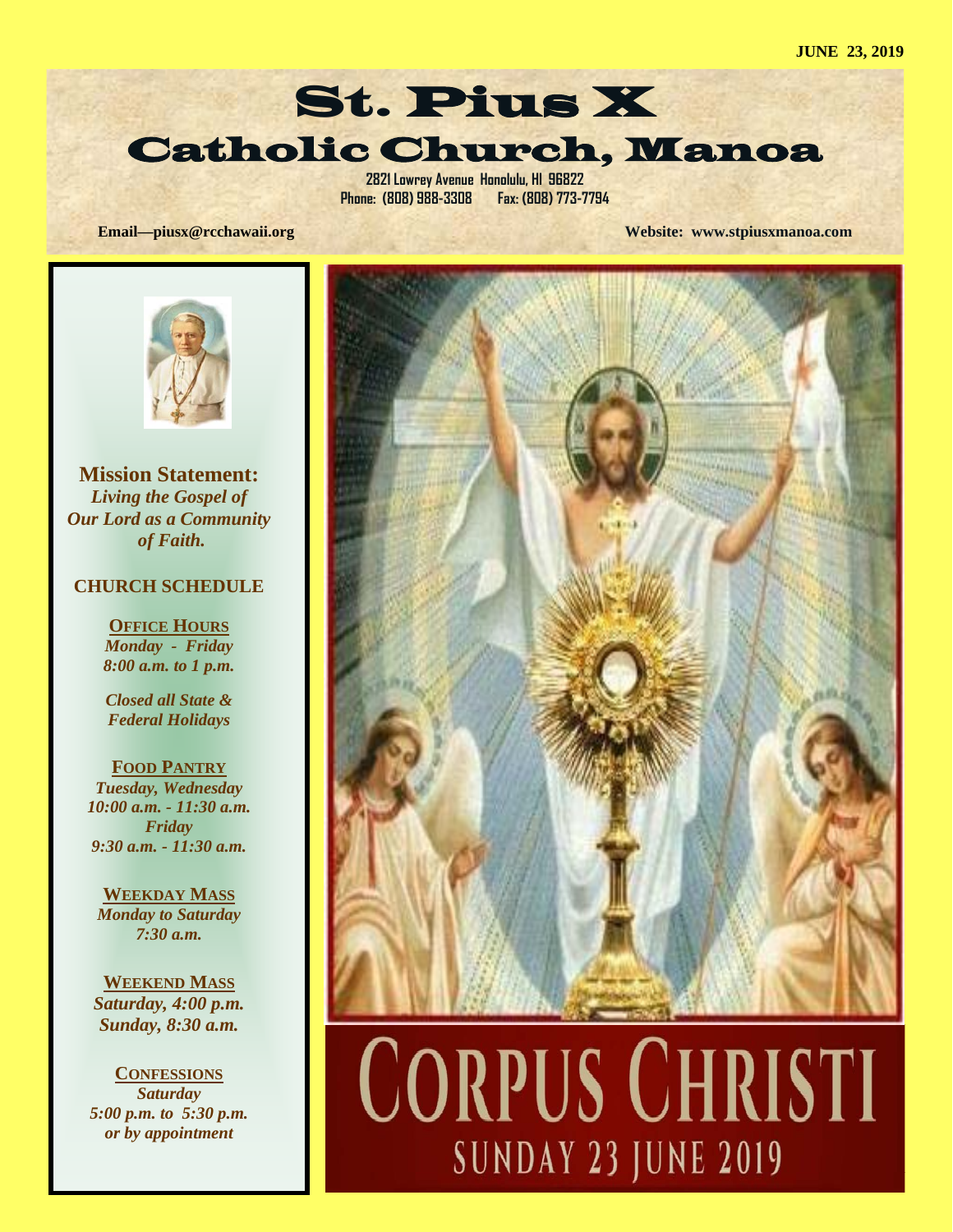JUNE 23, 2019

# St. Pius X
## Catholic Church, Manoa

2821 Lowrey Avenue Honolulu, HI 96822
Phone: (808) 988-3308 Fax: (808) 773-7794

**Email—piusx@rcchawaii.org**

**Website: www.stpiusxmanoa.com**

**Mission Statement:**
***Living the Gospel of Our Lord as a Community of Faith.***

**CHURCH SCHEDULE**

**OFFICE HOURS**
*Monday - Friday*
*8:00 a.m. to 1 p.m.*

*Closed all State & Federal Holidays*

**FOOD PANTRY**
*Tuesday, Wednesday*
*10:00 a.m. - 11:30 a.m.*
*Friday*
*9:30 a.m. - 11:30 a.m.*

**WEEKDAY MASS**
*Monday to Saturday*
*7:30 a.m.*

**WEEKEND MASS**
*Saturday, 4:00 p.m.*
*Sunday, 8:30 a.m.*

**CONFESSIONS**
*Saturday*
*5:00 p.m. to 5:30 p.m.*
*or by appointment*

# CORPUS CHRISTI
SUNDAY 23 JUNE 2019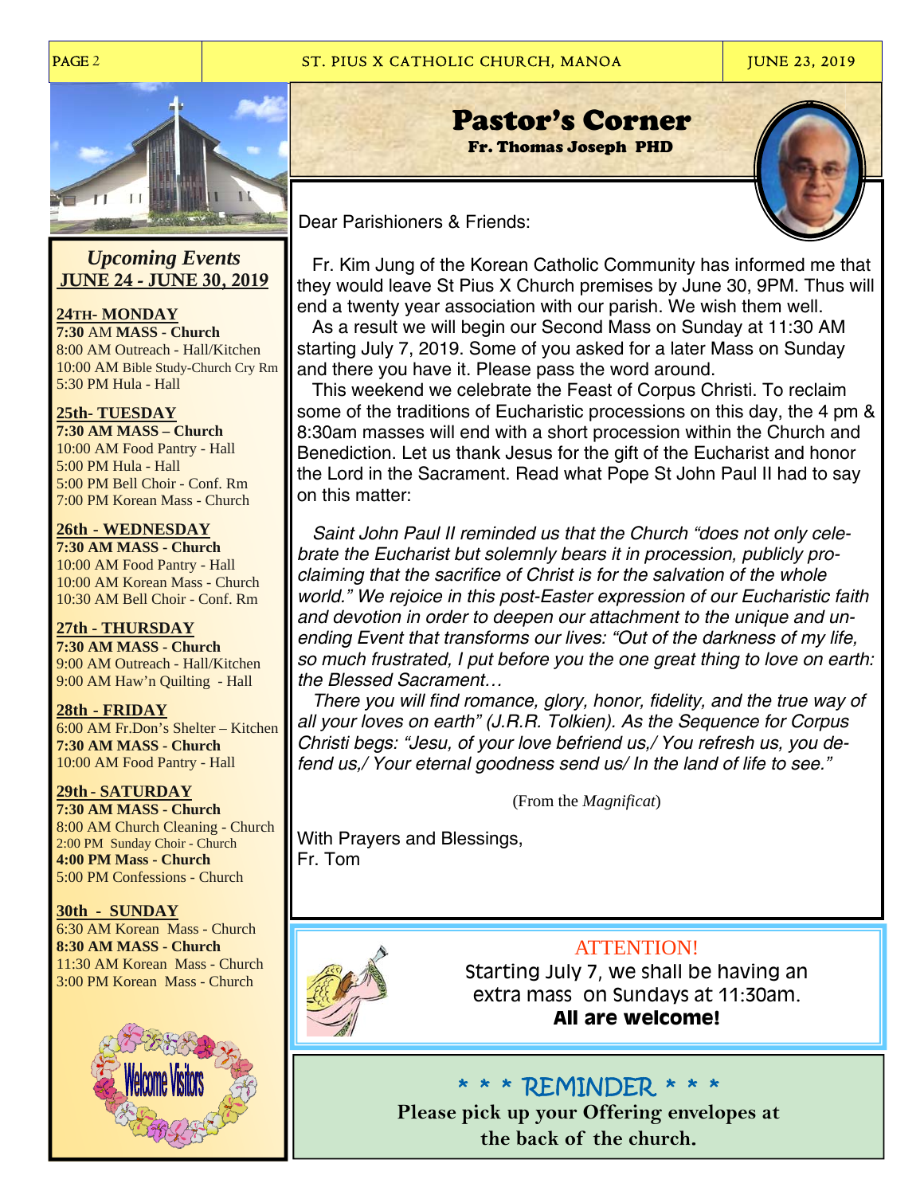## Upcoming Events

**JUNE 24 - JUNE 30, 2019**

**24TH- MONDAY**

**7:30 AM MASS - Church**
8:00 AM Outreach - Hall/Kitchen
10:00 AM Bible Study-Church Cry Rm
5:30 PM Hula - Hall

**25th- TUESDAY**

**7:30 AM MASS – Church**
10:00 AM Food Pantry - Hall
5:00 PM Hula - Hall
5:00 PM Bell Choir - Conf. Rm
7:00 PM Korean Mass - Church

**26th - WEDNESDAY**

**7:30 AM MASS - Church**
10:00 AM Food Pantry - Hall
10:00 AM Korean Mass - Church
10:30 AM Bell Choir - Conf. Rm

**27th - THURSDAY**

**7:30 AM MASS - Church**
9:00 AM Outreach - Hall/Kitchen
9:00 AM Haw'n Quilting - Hall

**28th - FRIDAY**

6:00 AM Fr.Don's Shelter – Kitchen
**7:30 AM MASS - Church**
10:00 AM Food Pantry - Hall

**29th - SATURDAY**

**7:30 AM MASS - Church**
8:00 AM Church Cleaning - Church
2:00 PM Sunday Choir - Church
**4:00 PM Mass - Church**
5:00 PM Confessions - Church

**30th - SUNDAY**

6:30 AM Korean Mass - Church
**8:30 AM MASS - Church**
11:30 AM Korean Mass - Church
3:00 PM Korean Mass - Church

Welcome Visitors

# Pastor's Corner

**Fr. Thomas Joseph PHD**

Dear Parishioners & Friends:

Fr. Kim Jung of the Korean Catholic Community has informed me that they would leave St Pius X Church premises by June 30, 9PM. Thus will end a twenty year association with our parish. We wish them well.

As a result we will begin our Second Mass on Sunday at 11:30 AM starting July 7, 2019. Some of you asked for a later Mass on Sunday and there you have it. Please pass the word around.

This weekend we celebrate the Feast of Corpus Christi. To reclaim some of the traditions of Eucharistic processions on this day, the 4 pm & 8:30am masses will end with a short procession within the Church and Benediction. Let us thank Jesus for the gift of the Eucharist and honor the Lord in the Sacrament. Read what Pope St John Paul II had to say on this matter:

*Saint John Paul II reminded us that the Church "does not only celebrate the Eucharist but solemnly bears it in procession, publicly proclaiming that the sacrifice of Christ is for the salvation of the whole world." We rejoice in this post-Easter expression of our Eucharistic faith and devotion in order to deepen our attachment to the unique and unending Event that transforms our lives: "Out of the darkness of my life, so much frustrated, I put before you the one great thing to love on earth: the Blessed Sacrament…*

*There you will find romance, glory, honor, fidelity, and the true way of all your loves on earth" (J.R.R. Tolkien). As the Sequence for Corpus Christi begs: "Jesu, of your love befriend us,/ You refresh us, you defend us,/ Your eternal goodness send us/ In the land of life to see."*

(From the *Magnificat*)

With Prayers and Blessings,
Fr. Tom

ATTENTION!

Starting July 7, we shall be having an extra mass on Sundays at 11:30am.
**All are welcome!**

\* \* \* REMINDER \* \* \*

**Please pick up your Offering envelopes at the back of the church.**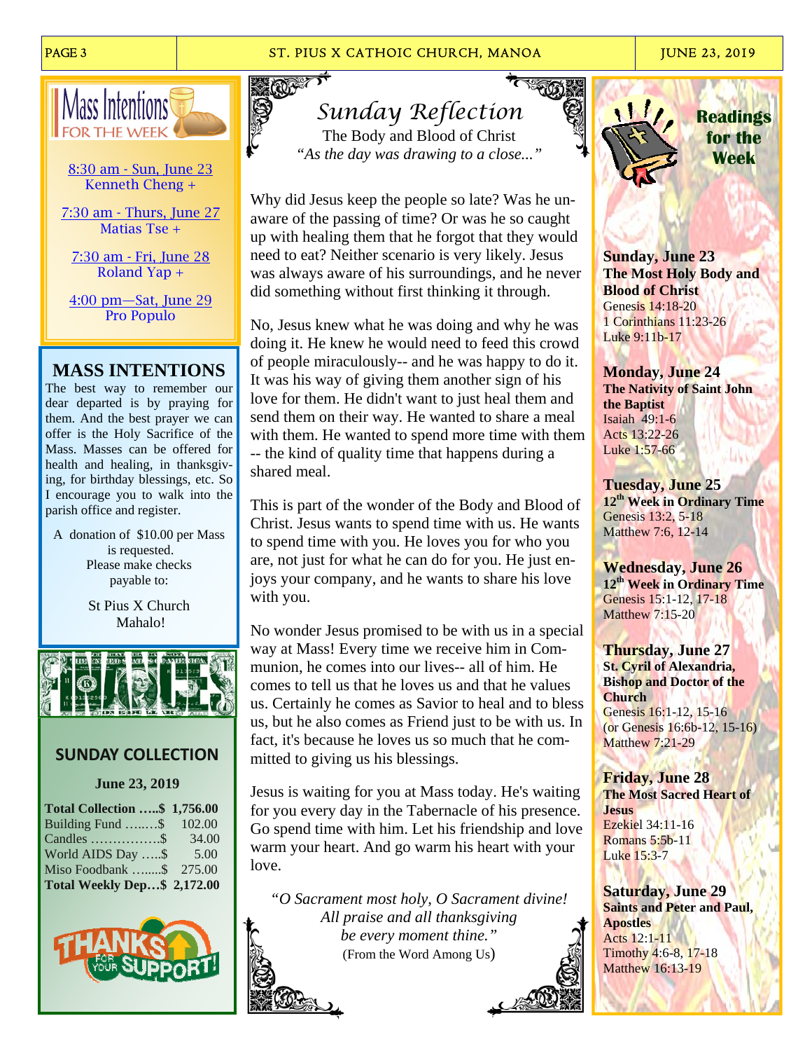## Mass Intentions FOR THE WEEK

8:30 am - Sun, June 23
Kenneth Cheng +

7:30 am - Thurs, June 27
Matias Tse +

7:30 am - Fri, June 28
Roland Yap +

4:00 pm—Sat, June 29
Pro Populo

## MASS INTENTIONS

The best way to remember our dear departed is by praying for them. And the best prayer we can offer is the Holy Sacrifice of the Mass. Masses can be offered for health and healing, in thanksgiving, for birthday blessings, etc. So I encourage you to walk into the parish office and register.

A donation of $10.00 per Mass is requested.
Please make checks payable to:

St Pius X Church
Mahalo!

## FINANCES

### SUNDAY COLLECTION

**June 23, 2019**

| | |
|---|---|
| **Total Collection …..$** | **1,756.00** |
| Building Fund ….….$ | 102.00 |
| Candles …………….$ | 34.00 |
| World AIDS Day …..$ | 5.00 |
| Miso Foodbank …......$ | 275.00 |
| **Total Weekly Dep…$** | **2,172.00** |

THANKS FOR YOUR SUPPORT!

## *Sunday Reflection*

The Body and Blood of Christ
*"As the day was drawing to a close..."*

Why did Jesus keep the people so late? Was he unaware of the passing of time? Or was he so caught up with healing them that he forgot that they would need to eat? Neither scenario is very likely. Jesus was always aware of his surroundings, and he never did something without first thinking it through.

No, Jesus knew what he was doing and why he was doing it. He knew he would need to feed this crowd of people miraculously-- and he was happy to do it. It was his way of giving them another sign of his love for them. He didn't want to just heal them and send them on their way. He wanted to share a meal with them. He wanted to spend more time with them -- the kind of quality time that happens during a shared meal.

This is part of the wonder of the Body and Blood of Christ. Jesus wants to spend time with us. He wants to spend time with you. He loves you for who you are, not just for what he can do for you. He just enjoys your company, and he wants to share his love with you.

No wonder Jesus promised to be with us in a special way at Mass! Every time we receive him in Communion, he comes into our lives-- all of him. He comes to tell us that he loves us and that he values us. Certainly he comes as Savior to heal and to bless us, but he also comes as Friend just to be with us. In fact, it's because he loves us so much that he committed to giving us his blessings.

Jesus is waiting for you at Mass today. He's waiting for you every day in the Tabernacle of his presence. Go spend time with him. Let his friendship and love warm your heart. And go warm his heart with your love.

*"O Sacrament most holy, O Sacrament divine!*
*All praise and all thanksgiving*
*be every moment thine."*
(From the Word Among Us)

## Readings for the Week

**Sunday, June 23**
**The Most Holy Body and Blood of Christ**
Genesis 14:18-20
1 Corinthians 11:23-26
Luke 9:11b-17

**Monday, June 24**
**The Nativity of Saint John the Baptist**
Isaiah 49:1-6
Acts 13:22-26
Luke 1:57-66

**Tuesday, June 25**
**12th Week in Ordinary Time**
Genesis 13:2, 5-18
Matthew 7:6, 12-14

**Wednesday, June 26**
**12th Week in Ordinary Time**
Genesis 15:1-12, 17-18
Matthew 7:15-20

**Thursday, June 27**
**St. Cyril of Alexandria, Bishop and Doctor of the Church**
Genesis 16:1-12, 15-16
(or Genesis 16:6b-12, 15-16)
Matthew 7:21-29

**Friday, June 28**
**The Most Sacred Heart of Jesus**
Ezekiel 34:11-16
Romans 5:5b-11
Luke 15:3-7

**Saturday, June 29**
**Saints and Peter and Paul, Apostles**
Acts 12:1-11
Timothy 4:6-8, 17-18
Matthew 16:13-19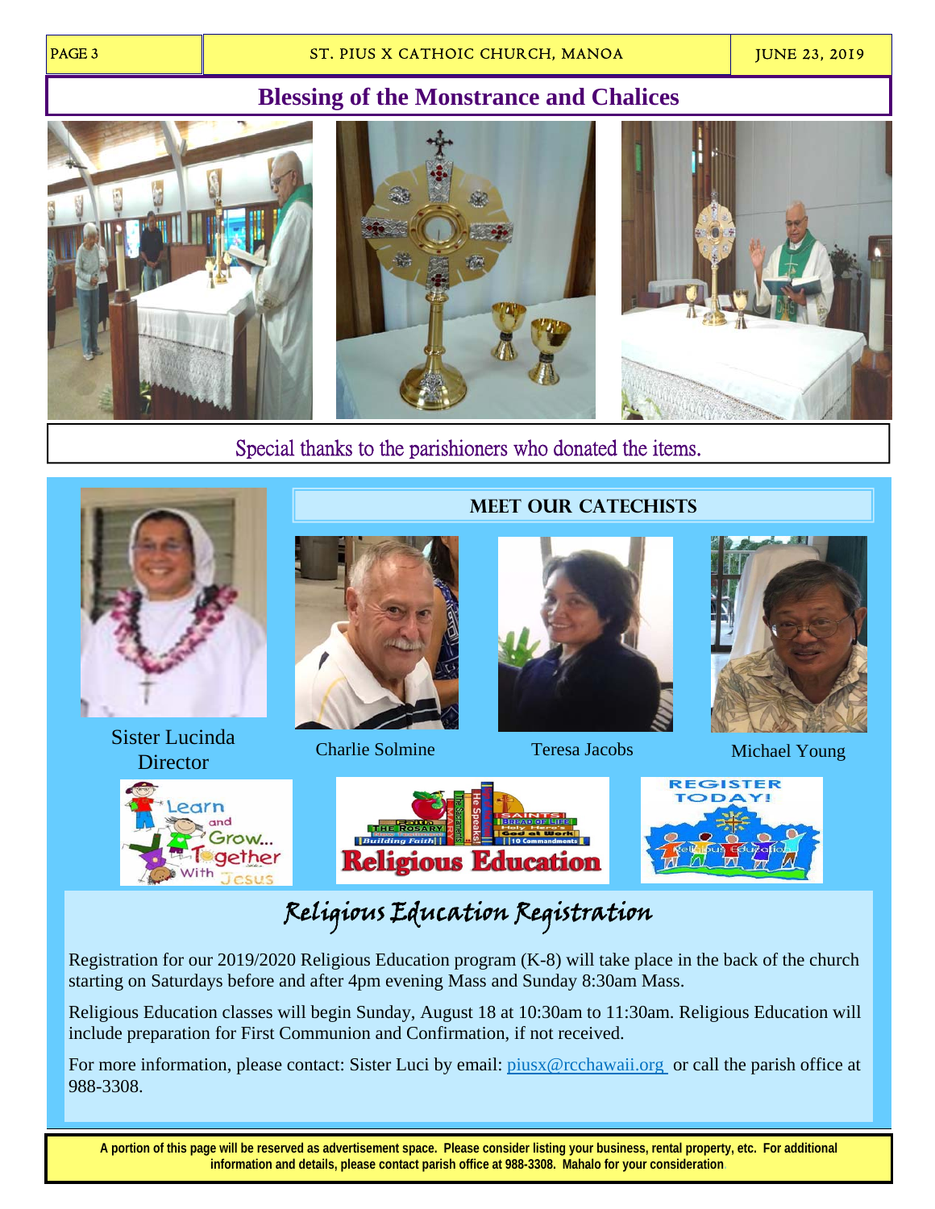## Blessing of the Monstrance and Chalices

Special thanks to the parishioners who donated the items.

### MEET OUR CATECHISTS

Sister Lucinda
Director

Charlie Solmine

Teresa Jacobs

Michael Young

## Religious Education Registration

Registration for our 2019/2020 Religious Education program (K-8) will take place in the back of the church starting on Saturdays before and after 4pm evening Mass and Sunday 8:30am Mass.

Religious Education classes will begin Sunday, August 18 at 10:30am to 11:30am. Religious Education will include preparation for First Communion and Confirmation, if not received.

For more information, please contact: Sister Luci by email: piusx@rcchawaii.org or call the parish office at 988-3308.

**A portion of this page will be reserved as advertisement space. Please consider listing your business, rental property, etc. For additional information and details, please contact parish office at 988-3308. Mahalo for your consideration.**